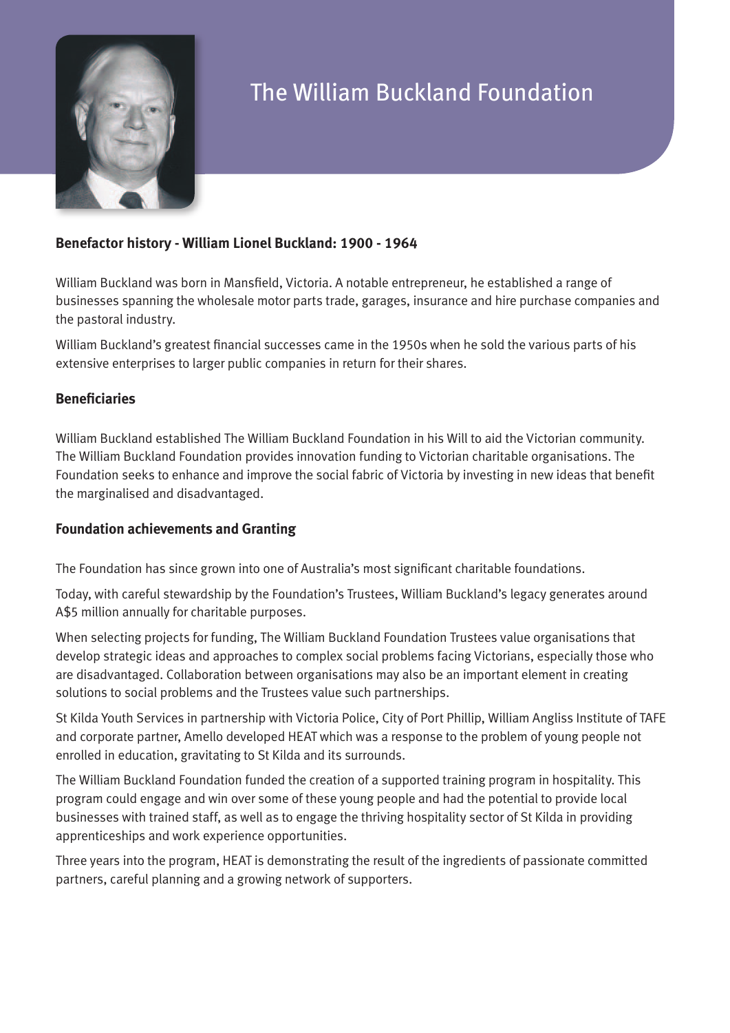# The William Buckland Foundation

## Benefactor history - William Lionel Buckland: 1900 - 1964

William Buckland was born in Mansfield, Victoria. A notable entrepreneur, he established a range of businesses spanning the wholesale motor parts trade, garages, insurance and hire purchase companies and the pastoral industry.

William Buckland's greatest financial successes came in the 1950s when he sold the various parts of his extensive enterprises to larger public companies in return for their shares.

## Beneficiaries

William Buckland established The William Buckland Foundation in his Will to aid the Victorian community. The William Buckland Foundation provides innovation funding to Victorian charitable organisations. The Foundation seeks to enhance and improve the social fabric of Victoria by investing in new ideas that benefit the marginalised and disadvantaged.

## Foundation achievements and Granting

The Foundation has since grown into one of Australia's most significant charitable foundations.

Today, with careful stewardship by the Foundation's Trustees, William Buckland's legacy generates around A$5 million annually for charitable purposes.

When selecting projects for funding, The William Buckland Foundation Trustees value organisations that develop strategic ideas and approaches to complex social problems facing Victorians, especially those who are disadvantaged. Collaboration between organisations may also be an important element in creating solutions to social problems and the Trustees value such partnerships.

St Kilda Youth Services in partnership with Victoria Police, City of Port Phillip, William Angliss Institute of TAFE and corporate partner, Amello developed HEAT which was a response to the problem of young people not enrolled in education, gravitating to St Kilda and its surrounds.

The William Buckland Foundation funded the creation of a supported training program in hospitality. This program could engage and win over some of these young people and had the potential to provide local businesses with trained staff, as well as to engage the thriving hospitality sector of St Kilda in providing apprenticeships and work experience opportunities.

Three years into the program, HEAT is demonstrating the result of the ingredients of passionate committed partners, careful planning and a growing network of supporters.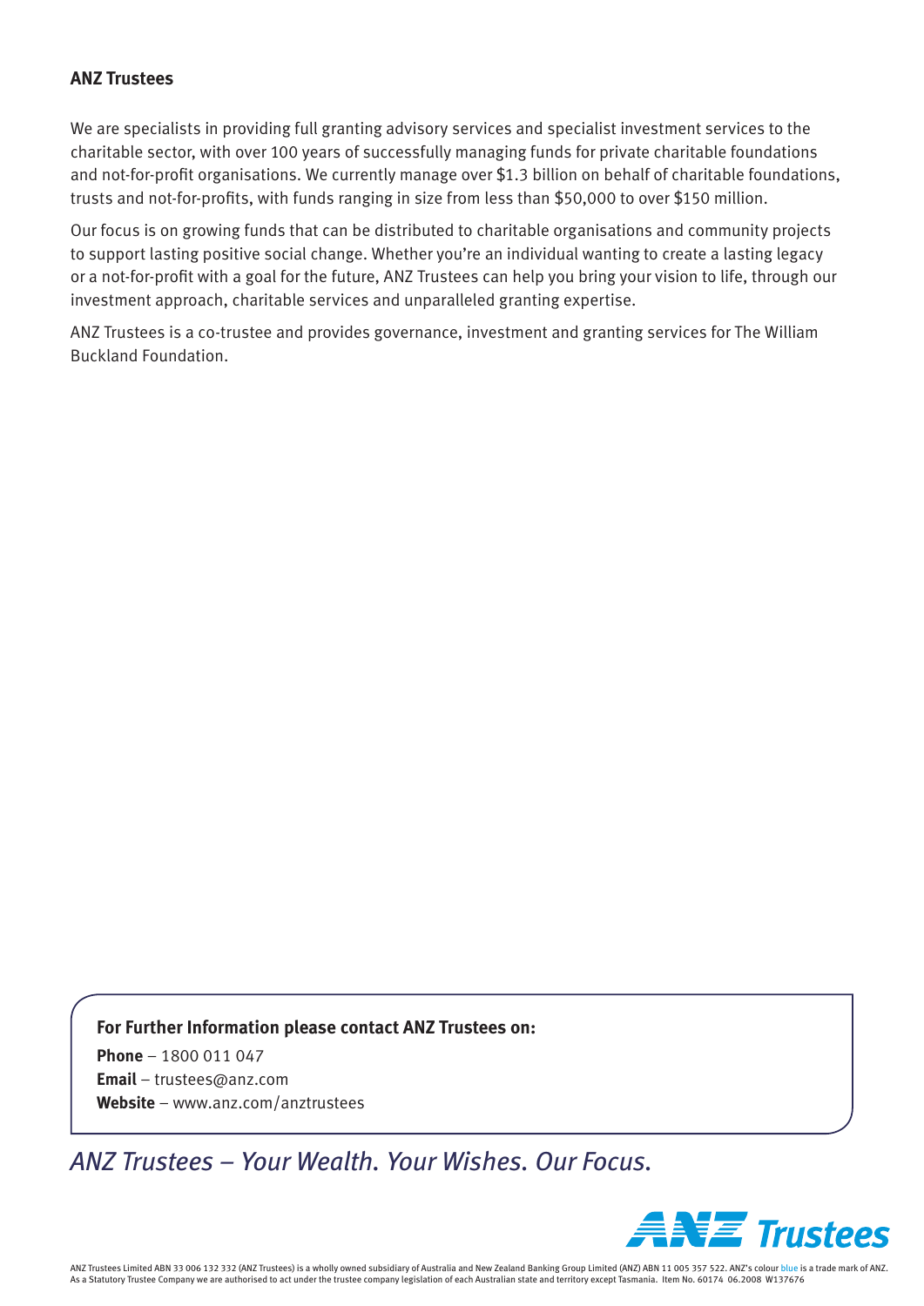## ANZ Trustees

We are specialists in providing full granting advisory services and specialist investment services to the charitable sector, with over 100 years of successfully managing funds for private charitable foundations and not-for-profit organisations. We currently manage over $1.3 billion on behalf of charitable foundations, trusts and not-for-profits, with funds ranging in size from less than $50,000 to over $150 million.

Our focus is on growing funds that can be distributed to charitable organisations and community projects to support lasting positive social change. Whether you're an individual wanting to create a lasting legacy or a not-for-profit with a goal for the future, ANZ Trustees can help you bring your vision to life, through our investment approach, charitable services and unparalleled granting expertise.

ANZ Trustees is a co-trustee and provides governance, investment and granting services for The William Buckland Foundation.

**For Further Information please contact ANZ Trustees on:**

**Phone** – 1800 011 047
**Email** – trustees@anz.com
**Website** – www.anz.com/anztrustees

*ANZ Trustees – Your Wealth. Your Wishes. Our Focus.*

ANZ Trustees

ANZ Trustees Limited ABN 33 006 132 332 (ANZ Trustees) is a wholly owned subsidiary of Australia and New Zealand Banking Group Limited (ANZ) ABN 11 005 357 522. ANZ's colour blue is a trade mark of ANZ. As a Statutory Trustee Company we are authorised to act under the trustee company legislation of each Australian state and territory except Tasmania. Item No. 60174 06.2008 W137676